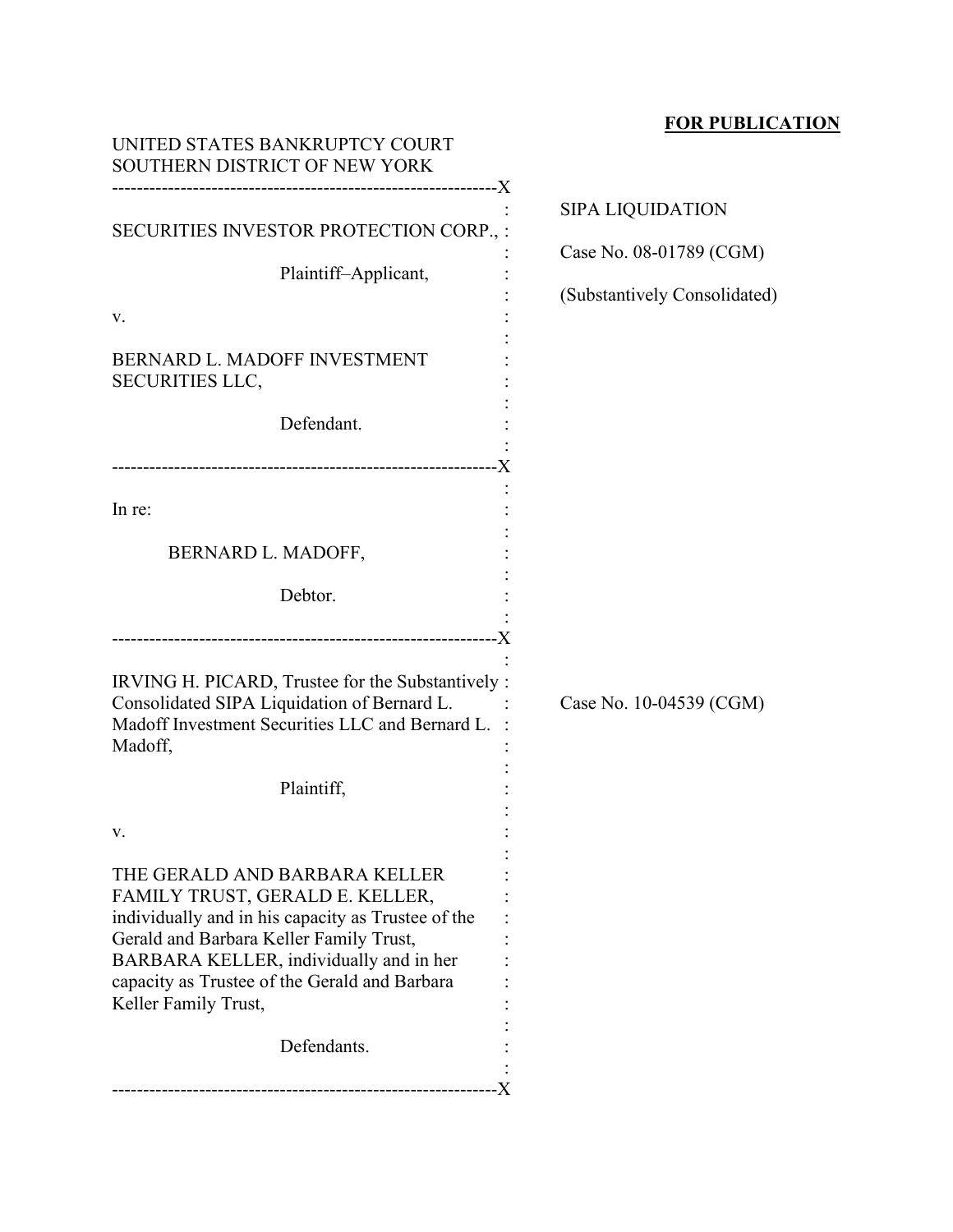**FOR PUBLICATION**

UNITED STATES BANKRUPTCY COURT
SOUTHERN DISTRICT OF NEW YORK

SECURITIES INVESTOR PROTECTION CORP.,

Plaintiff–Applicant,

v.

BERNARD L. MADOFF INVESTMENT SECURITIES LLC,

Defendant.

SIPA LIQUIDATION

Case No. 08-01789 (CGM)

(Substantively Consolidated)

In re:

BERNARD L. MADOFF,

Debtor.

IRVING H. PICARD, Trustee for the Substantively Consolidated SIPA Liquidation of Bernard L. Madoff Investment Securities LLC and Bernard L. Madoff,

Plaintiff,

v.

THE GERALD AND BARBARA KELLER FAMILY TRUST, GERALD E. KELLER, individually and in his capacity as Trustee of the Gerald and Barbara Keller Family Trust, BARBARA KELLER, individually and in her capacity as Trustee of the Gerald and Barbara Keller Family Trust,

Defendants.

Case No. 10-04539 (CGM)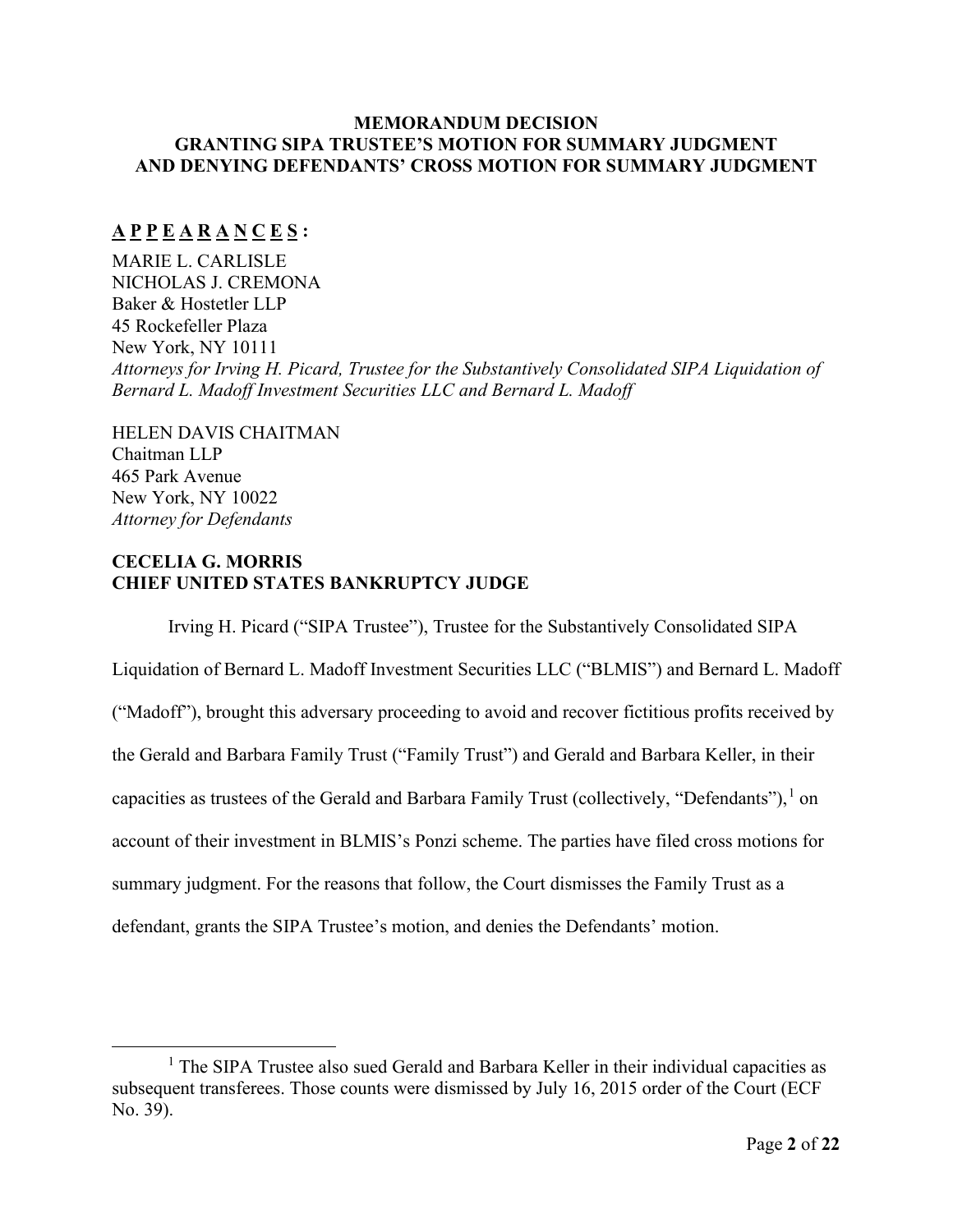# MEMORANDUM DECISION
# GRANTING SIPA TRUSTEE'S MOTION FOR SUMMARY JUDGMENT
# AND DENYING DEFENDANTS' CROSS MOTION FOR SUMMARY JUDGMENT

**A P P E A R A N C E S :**

MARIE L. CARLISLE
NICHOLAS J. CREMONA
Baker & Hostetler LLP
45 Rockefeller Plaza
New York, NY 10111
*Attorneys for Irving H. Picard, Trustee for the Substantively Consolidated SIPA Liquidation of Bernard L. Madoff Investment Securities LLC and Bernard L. Madoff*

HELEN DAVIS CHAITMAN
Chaitman LLP
465 Park Avenue
New York, NY 10022
*Attorney for Defendants*

**CECELIA G. MORRIS**
**CHIEF UNITED STATES BANKRUPTCY JUDGE**

Irving H. Picard ("SIPA Trustee"), Trustee for the Substantively Consolidated SIPA Liquidation of Bernard L. Madoff Investment Securities LLC ("BLMIS") and Bernard L. Madoff ("Madoff"), brought this adversary proceeding to avoid and recover fictitious profits received by the Gerald and Barbara Family Trust ("Family Trust") and Gerald and Barbara Keller, in their capacities as trustees of the Gerald and Barbara Family Trust (collectively, "Defendants"),[1] on account of their investment in BLMIS's Ponzi scheme. The parties have filed cross motions for summary judgment. For the reasons that follow, the Court dismisses the Family Trust as a defendant, grants the SIPA Trustee's motion, and denies the Defendants' motion.

[1] The SIPA Trustee also sued Gerald and Barbara Keller in their individual capacities as subsequent transferees. Those counts were dismissed by July 16, 2015 order of the Court (ECF No. 39).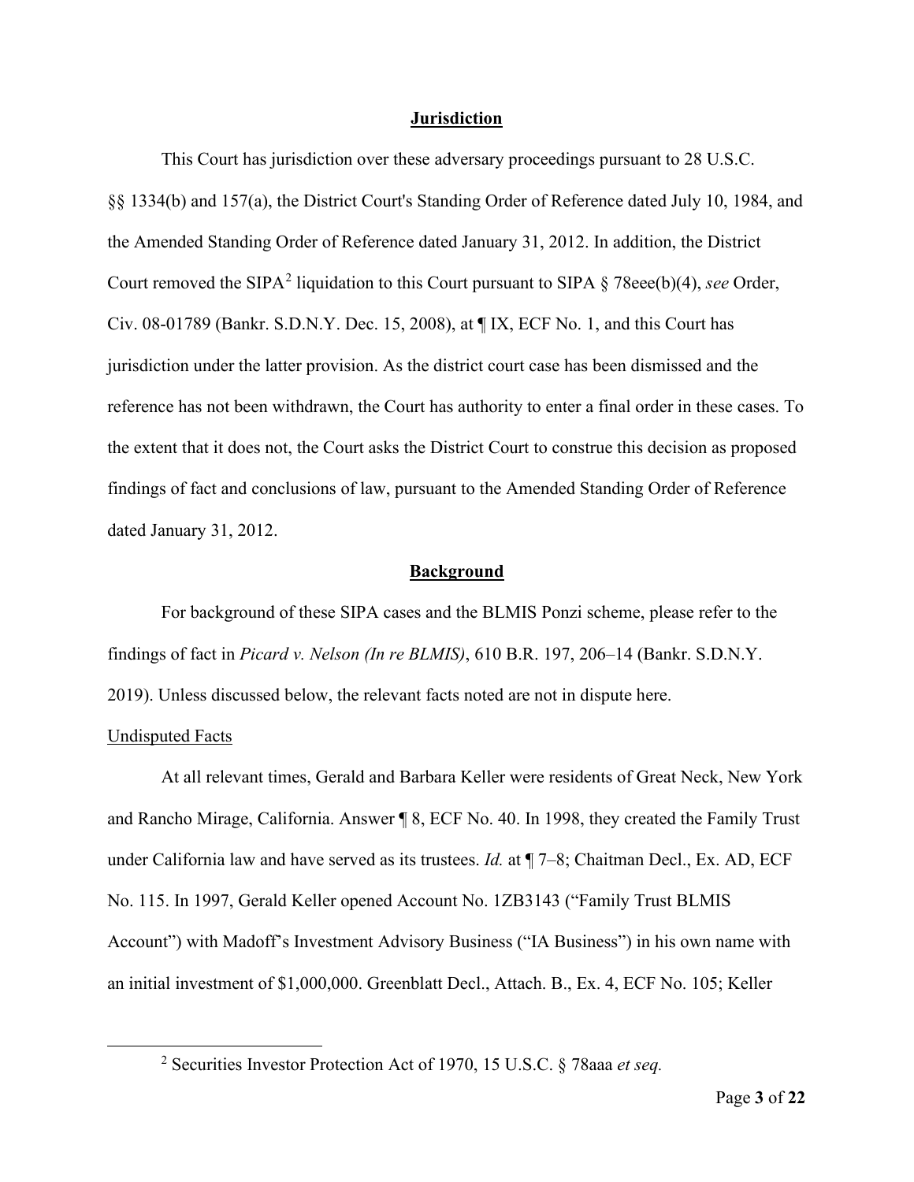## Jurisdiction

This Court has jurisdiction over these adversary proceedings pursuant to 28 U.S.C. §§ 1334(b) and 157(a), the District Court's Standing Order of Reference dated July 10, 1984, and the Amended Standing Order of Reference dated January 31, 2012. In addition, the District Court removed the SIPA[2] liquidation to this Court pursuant to SIPA § 78eee(b)(4), *see* Order, Civ. 08-01789 (Bankr. S.D.N.Y. Dec. 15, 2008), at ¶ IX, ECF No. 1, and this Court has jurisdiction under the latter provision. As the district court case has been dismissed and the reference has not been withdrawn, the Court has authority to enter a final order in these cases. To the extent that it does not, the Court asks the District Court to construe this decision as proposed findings of fact and conclusions of law, pursuant to the Amended Standing Order of Reference dated January 31, 2012.

## Background

For background of these SIPA cases and the BLMIS Ponzi scheme, please refer to the findings of fact in *Picard v. Nelson (In re BLMIS)*, 610 B.R. 197, 206–14 (Bankr. S.D.N.Y. 2019). Unless discussed below, the relevant facts noted are not in dispute here.

### Undisputed Facts

At all relevant times, Gerald and Barbara Keller were residents of Great Neck, New York and Rancho Mirage, California. Answer ¶ 8, ECF No. 40. In 1998, they created the Family Trust under California law and have served as its trustees. *Id.* at ¶ 7–8; Chaitman Decl., Ex. AD, ECF No. 115. In 1997, Gerald Keller opened Account No. 1ZB3143 ("Family Trust BLMIS Account") with Madoff's Investment Advisory Business ("IA Business") in his own name with an initial investment of $1,000,000. Greenblatt Decl., Attach. B., Ex. 4, ECF No. 105; Keller

[2] Securities Investor Protection Act of 1970, 15 U.S.C. § 78aaa *et seq.*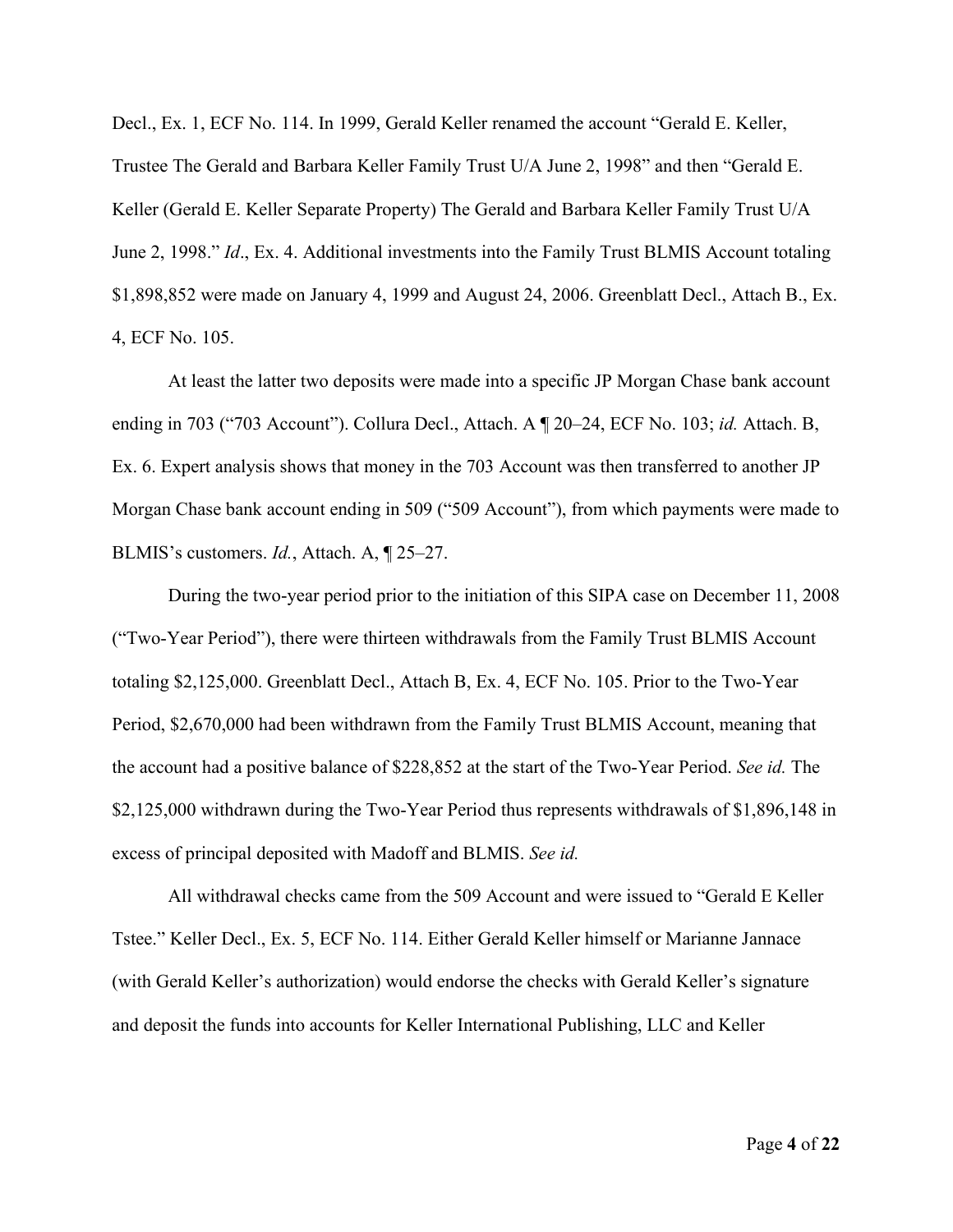Decl., Ex. 1, ECF No. 114. In 1999, Gerald Keller renamed the account "Gerald E. Keller, Trustee The Gerald and Barbara Keller Family Trust U/A June 2, 1998" and then "Gerald E. Keller (Gerald E. Keller Separate Property) The Gerald and Barbara Keller Family Trust U/A June 2, 1998." *Id*., Ex. 4. Additional investments into the Family Trust BLMIS Account totaling $1,898,852 were made on January 4, 1999 and August 24, 2006. Greenblatt Decl., Attach B., Ex. 4, ECF No. 105.

At least the latter two deposits were made into a specific JP Morgan Chase bank account ending in 703 ("703 Account"). Collura Decl., Attach. A ¶ 20–24, ECF No. 103; *id.* Attach. B, Ex. 6. Expert analysis shows that money in the 703 Account was then transferred to another JP Morgan Chase bank account ending in 509 ("509 Account"), from which payments were made to BLMIS's customers. *Id.*, Attach. A, ¶ 25–27.

During the two-year period prior to the initiation of this SIPA case on December 11, 2008 ("Two-Year Period"), there were thirteen withdrawals from the Family Trust BLMIS Account totaling $2,125,000. Greenblatt Decl., Attach B, Ex. 4, ECF No. 105. Prior to the Two-Year Period, $2,670,000 had been withdrawn from the Family Trust BLMIS Account, meaning that the account had a positive balance of $228,852 at the start of the Two-Year Period. *See id.* The $2,125,000 withdrawn during the Two-Year Period thus represents withdrawals of $1,896,148 in excess of principal deposited with Madoff and BLMIS. *See id.*

All withdrawal checks came from the 509 Account and were issued to "Gerald E Keller Tstee." Keller Decl., Ex. 5, ECF No. 114. Either Gerald Keller himself or Marianne Jannace (with Gerald Keller's authorization) would endorse the checks with Gerald Keller's signature and deposit the funds into accounts for Keller International Publishing, LLC and Keller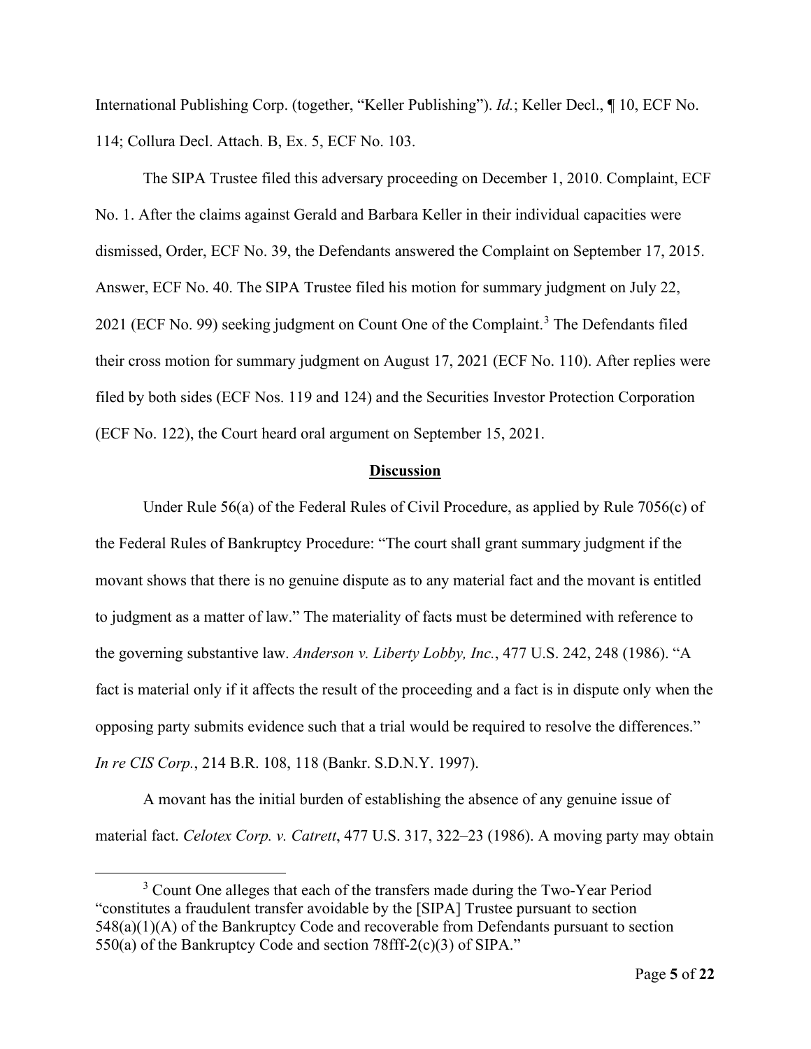International Publishing Corp. (together, "Keller Publishing"). *Id.*; Keller Decl., ¶ 10, ECF No. 114; Collura Decl. Attach. B, Ex. 5, ECF No. 103.

The SIPA Trustee filed this adversary proceeding on December 1, 2010. Complaint, ECF No. 1. After the claims against Gerald and Barbara Keller in their individual capacities were dismissed, Order, ECF No. 39, the Defendants answered the Complaint on September 17, 2015. Answer, ECF No. 40. The SIPA Trustee filed his motion for summary judgment on July 22, 2021 (ECF No. 99) seeking judgment on Count One of the Complaint.[3] The Defendants filed their cross motion for summary judgment on August 17, 2021 (ECF No. 110). After replies were filed by both sides (ECF Nos. 119 and 124) and the Securities Investor Protection Corporation (ECF No. 122), the Court heard oral argument on September 15, 2021.

## **Discussion**

Under Rule 56(a) of the Federal Rules of Civil Procedure, as applied by Rule 7056(c) of the Federal Rules of Bankruptcy Procedure: "The court shall grant summary judgment if the movant shows that there is no genuine dispute as to any material fact and the movant is entitled to judgment as a matter of law." The materiality of facts must be determined with reference to the governing substantive law. *Anderson v. Liberty Lobby, Inc.*, 477 U.S. 242, 248 (1986). "A fact is material only if it affects the result of the proceeding and a fact is in dispute only when the opposing party submits evidence such that a trial would be required to resolve the differences." *In re CIS Corp.*, 214 B.R. 108, 118 (Bankr. S.D.N.Y. 1997).

A movant has the initial burden of establishing the absence of any genuine issue of material fact. *Celotex Corp. v. Catrett*, 477 U.S. 317, 322–23 (1986). A moving party may obtain

---

[3] Count One alleges that each of the transfers made during the Two-Year Period "constitutes a fraudulent transfer avoidable by the [SIPA] Trustee pursuant to section 548(a)(1)(A) of the Bankruptcy Code and recoverable from Defendants pursuant to section 550(a) of the Bankruptcy Code and section 78fff-2(c)(3) of SIPA."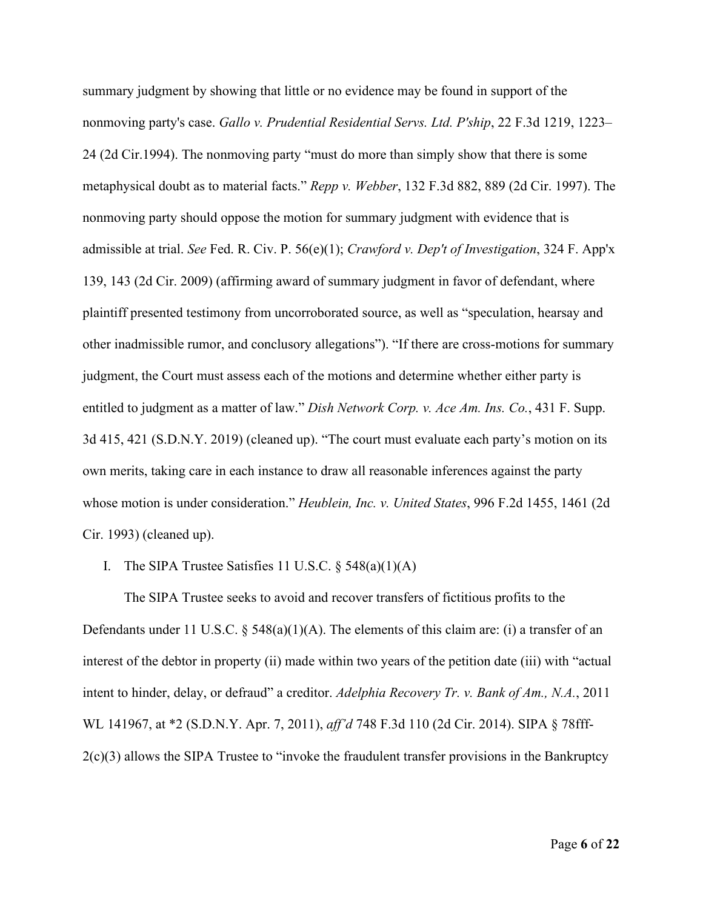summary judgment by showing that little or no evidence may be found in support of the nonmoving party's case. *Gallo v. Prudential Residential Servs. Ltd. P'ship*, 22 F.3d 1219, 1223–24 (2d Cir.1994). The nonmoving party "must do more than simply show that there is some metaphysical doubt as to material facts." *Repp v. Webber*, 132 F.3d 882, 889 (2d Cir. 1997). The nonmoving party should oppose the motion for summary judgment with evidence that is admissible at trial. *See* Fed. R. Civ. P. 56(e)(1); *Crawford v. Dep't of Investigation*, 324 F. App'x 139, 143 (2d Cir. 2009) (affirming award of summary judgment in favor of defendant, where plaintiff presented testimony from uncorroborated source, as well as "speculation, hearsay and other inadmissible rumor, and conclusory allegations"). "If there are cross-motions for summary judgment, the Court must assess each of the motions and determine whether either party is entitled to judgment as a matter of law." *Dish Network Corp. v. Ace Am. Ins. Co.*, 431 F. Supp. 3d 415, 421 (S.D.N.Y. 2019) (cleaned up). "The court must evaluate each party's motion on its own merits, taking care in each instance to draw all reasonable inferences against the party whose motion is under consideration." *Heublein, Inc. v. United States*, 996 F.2d 1455, 1461 (2d Cir. 1993) (cleaned up).

## I. The SIPA Trustee Satisfies 11 U.S.C. § 548(a)(1)(A)

The SIPA Trustee seeks to avoid and recover transfers of fictitious profits to the Defendants under 11 U.S.C. § 548(a)(1)(A). The elements of this claim are: (i) a transfer of an interest of the debtor in property (ii) made within two years of the petition date (iii) with "actual intent to hinder, delay, or defraud" a creditor. *Adelphia Recovery Tr. v. Bank of Am., N.A.*, 2011 WL 141967, at *2 (S.D.N.Y. Apr. 7, 2011), *aff'd* 748 F.3d 110 (2d Cir. 2014). SIPA § 78fff-2(c)(3) allows the SIPA Trustee to "invoke the fraudulent transfer provisions in the Bankruptcy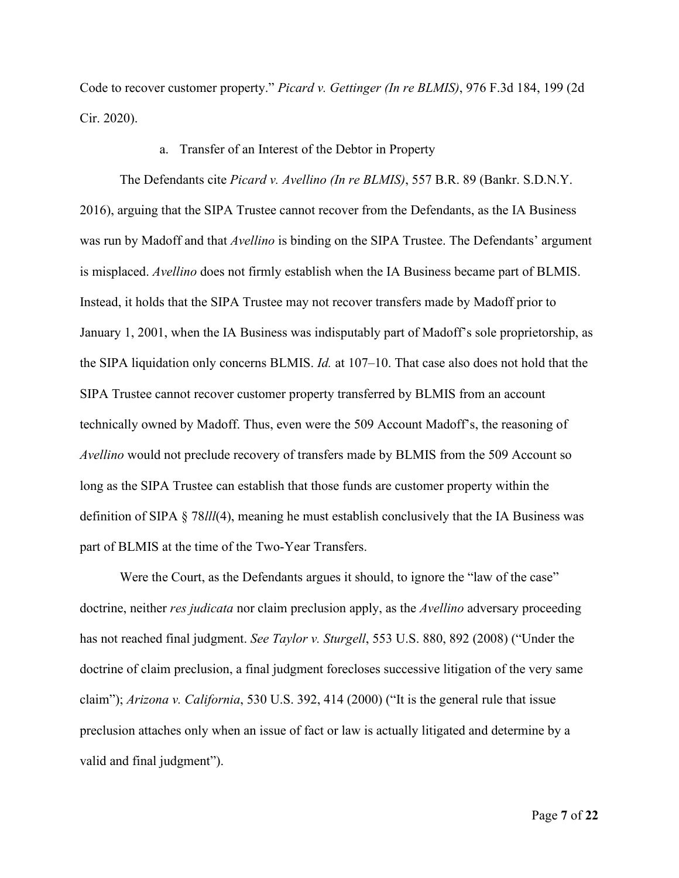Code to recover customer property." *Picard v. Gettinger (In re BLMIS)*, 976 F.3d 184, 199 (2d Cir. 2020).

a. Transfer of an Interest of the Debtor in Property

The Defendants cite *Picard v. Avellino (In re BLMIS)*, 557 B.R. 89 (Bankr. S.D.N.Y. 2016), arguing that the SIPA Trustee cannot recover from the Defendants, as the IA Business was run by Madoff and that *Avellino* is binding on the SIPA Trustee. The Defendants' argument is misplaced. *Avellino* does not firmly establish when the IA Business became part of BLMIS. Instead, it holds that the SIPA Trustee may not recover transfers made by Madoff prior to January 1, 2001, when the IA Business was indisputably part of Madoff's sole proprietorship, as the SIPA liquidation only concerns BLMIS. *Id.* at 107–10. That case also does not hold that the SIPA Trustee cannot recover customer property transferred by BLMIS from an account technically owned by Madoff. Thus, even were the 509 Account Madoff's, the reasoning of *Avellino* would not preclude recovery of transfers made by BLMIS from the 509 Account so long as the SIPA Trustee can establish that those funds are customer property within the definition of SIPA § 78*lll*(4), meaning he must establish conclusively that the IA Business was part of BLMIS at the time of the Two-Year Transfers.

Were the Court, as the Defendants argues it should, to ignore the "law of the case" doctrine, neither *res judicata* nor claim preclusion apply, as the *Avellino* adversary proceeding has not reached final judgment. *See Taylor v. Sturgell*, 553 U.S. 880, 892 (2008) ("Under the doctrine of claim preclusion, a final judgment forecloses successive litigation of the very same claim"); *Arizona v. California*, 530 U.S. 392, 414 (2000) ("It is the general rule that issue preclusion attaches only when an issue of fact or law is actually litigated and determine by a valid and final judgment").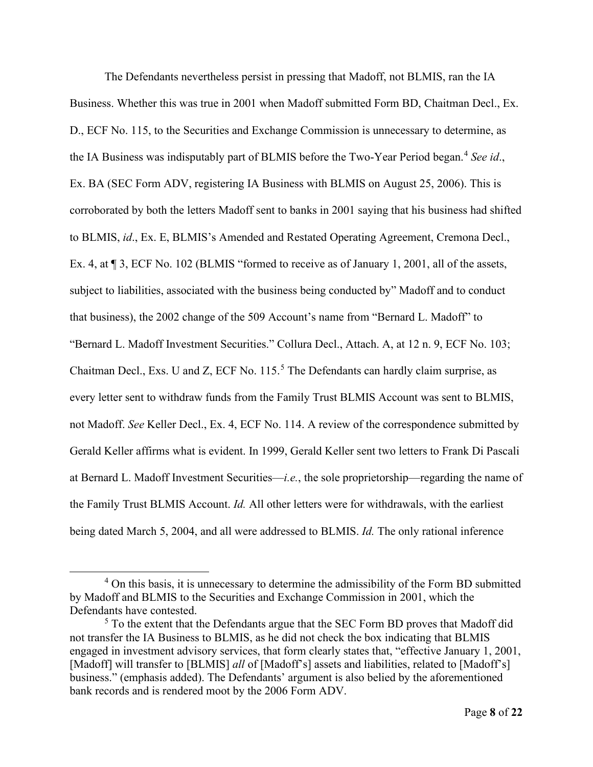The Defendants nevertheless persist in pressing that Madoff, not BLMIS, ran the IA Business. Whether this was true in 2001 when Madoff submitted Form BD, Chaitman Decl., Ex. D., ECF No. 115, to the Securities and Exchange Commission is unnecessary to determine, as the IA Business was indisputably part of BLMIS before the Two-Year Period began.[4] *See id*., Ex. BA (SEC Form ADV, registering IA Business with BLMIS on August 25, 2006). This is corroborated by both the letters Madoff sent to banks in 2001 saying that his business had shifted to BLMIS, *id*., Ex. E, BLMIS's Amended and Restated Operating Agreement, Cremona Decl., Ex. 4, at ¶ 3, ECF No. 102 (BLMIS "formed to receive as of January 1, 2001, all of the assets, subject to liabilities, associated with the business being conducted by" Madoff and to conduct that business), the 2002 change of the 509 Account's name from "Bernard L. Madoff" to "Bernard L. Madoff Investment Securities." Collura Decl., Attach. A, at 12 n. 9, ECF No. 103; Chaitman Decl., Exs. U and Z, ECF No. 115.[5] The Defendants can hardly claim surprise, as every letter sent to withdraw funds from the Family Trust BLMIS Account was sent to BLMIS, not Madoff. *See* Keller Decl., Ex. 4, ECF No. 114. A review of the correspondence submitted by Gerald Keller affirms what is evident. In 1999, Gerald Keller sent two letters to Frank Di Pascali at Bernard L. Madoff Investment Securities—*i.e.*, the sole proprietorship—regarding the name of the Family Trust BLMIS Account. *Id.* All other letters were for withdrawals, with the earliest being dated March 5, 2004, and all were addressed to BLMIS. *Id.* The only rational inference

---

[4] On this basis, it is unnecessary to determine the admissibility of the Form BD submitted by Madoff and BLMIS to the Securities and Exchange Commission in 2001, which the Defendants have contested.

[5] To the extent that the Defendants argue that the SEC Form BD proves that Madoff did not transfer the IA Business to BLMIS, as he did not check the box indicating that BLMIS engaged in investment advisory services, that form clearly states that, "effective January 1, 2001, [Madoff] will transfer to [BLMIS] *all* of [Madoff's] assets and liabilities, related to [Madoff's] business." (emphasis added). The Defendants' argument is also belied by the aforementioned bank records and is rendered moot by the 2006 Form ADV.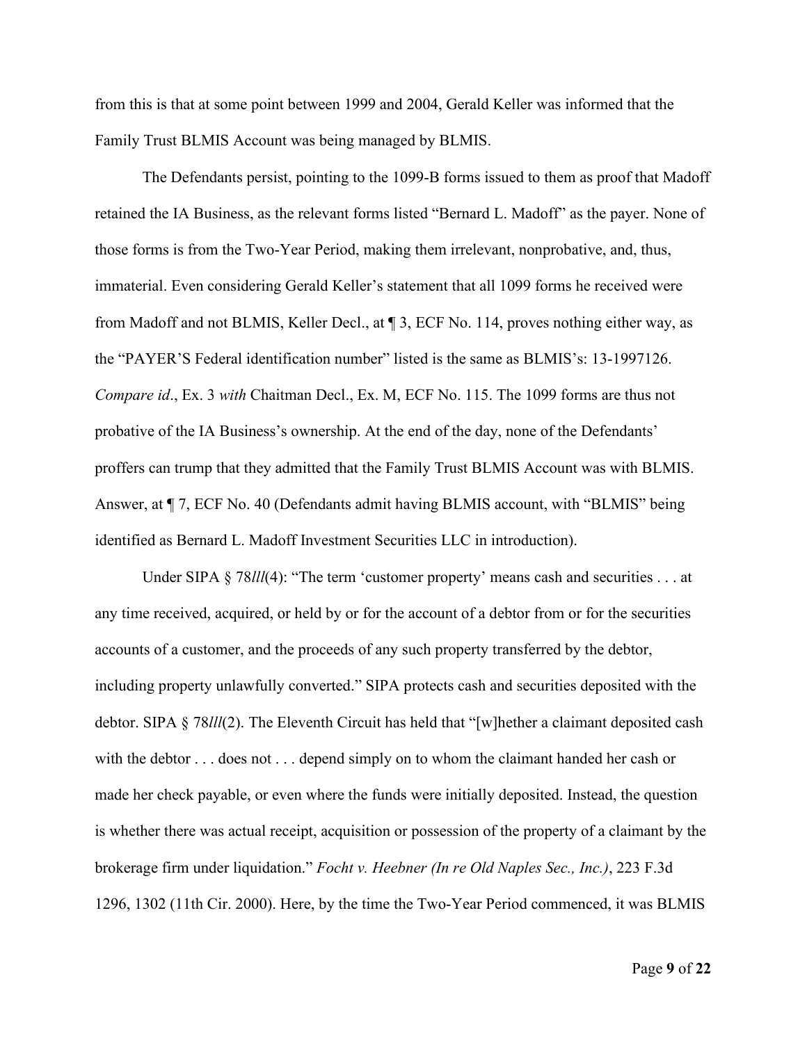from this is that at some point between 1999 and 2004, Gerald Keller was informed that the Family Trust BLMIS Account was being managed by BLMIS.

The Defendants persist, pointing to the 1099-B forms issued to them as proof that Madoff retained the IA Business, as the relevant forms listed "Bernard L. Madoff" as the payer. None of those forms is from the Two-Year Period, making them irrelevant, nonprobative, and, thus, immaterial. Even considering Gerald Keller's statement that all 1099 forms he received were from Madoff and not BLMIS, Keller Decl., at ¶ 3, ECF No. 114, proves nothing either way, as the "PAYER'S Federal identification number" listed is the same as BLMIS's: 13-1997126. *Compare id*., Ex. 3 *with* Chaitman Decl., Ex. M, ECF No. 115. The 1099 forms are thus not probative of the IA Business's ownership. At the end of the day, none of the Defendants' proffers can trump that they admitted that the Family Trust BLMIS Account was with BLMIS. Answer, at ¶ 7, ECF No. 40 (Defendants admit having BLMIS account, with "BLMIS" being identified as Bernard L. Madoff Investment Securities LLC in introduction).

Under SIPA § 78*lll*(4): "The term 'customer property' means cash and securities . . . at any time received, acquired, or held by or for the account of a debtor from or for the securities accounts of a customer, and the proceeds of any such property transferred by the debtor, including property unlawfully converted." SIPA protects cash and securities deposited with the debtor. SIPA § 78*lll*(2). The Eleventh Circuit has held that "[w]hether a claimant deposited cash with the debtor . . . does not . . . depend simply on to whom the claimant handed her cash or made her check payable, or even where the funds were initially deposited. Instead, the question is whether there was actual receipt, acquisition or possession of the property of a claimant by the brokerage firm under liquidation." *Focht v. Heebner (In re Old Naples Sec., Inc.)*, 223 F.3d 1296, 1302 (11th Cir. 2000). Here, by the time the Two-Year Period commenced, it was BLMIS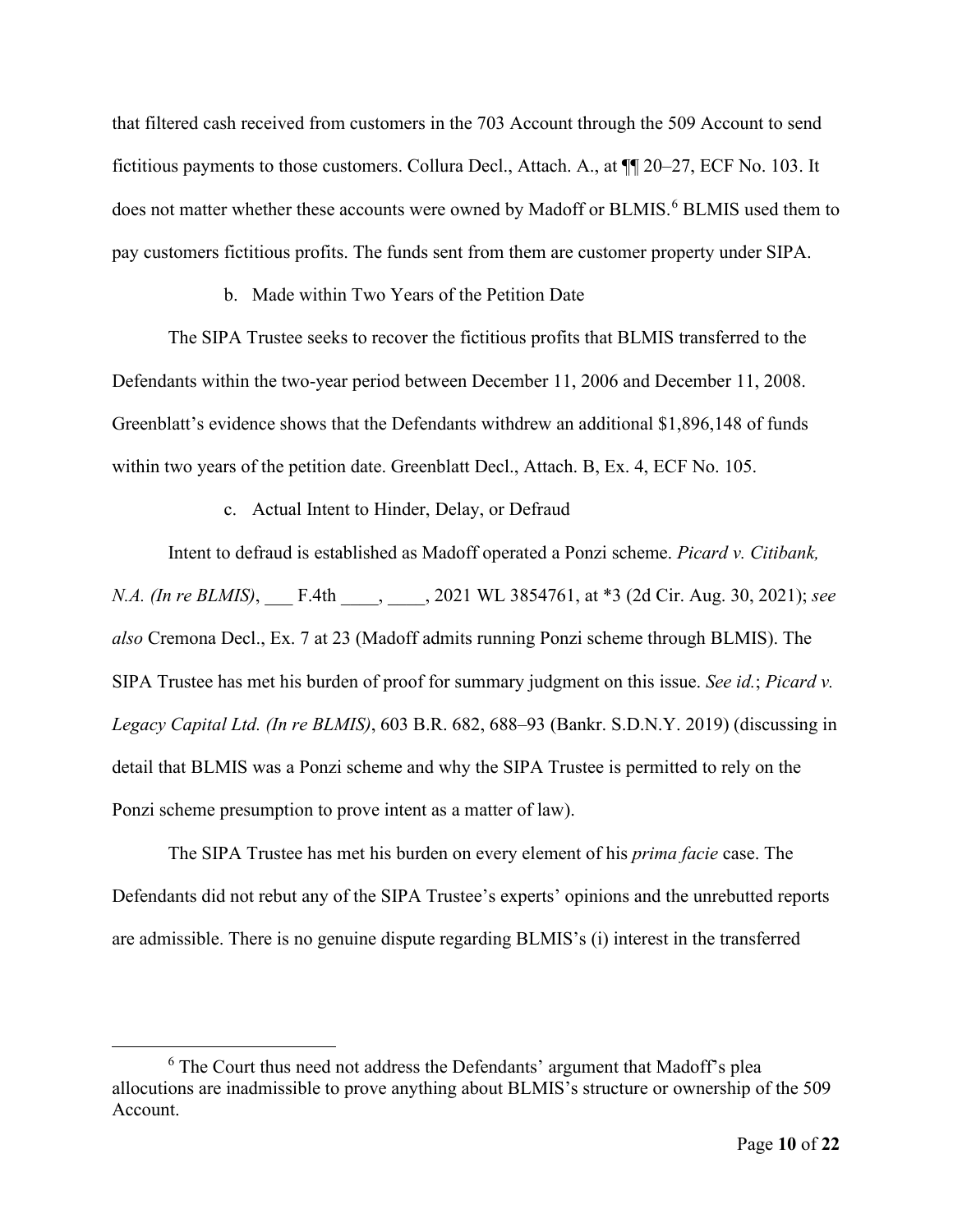that filtered cash received from customers in the 703 Account through the 509 Account to send fictitious payments to those customers. Collura Decl., Attach. A., at ¶¶ 20–27, ECF No. 103. It does not matter whether these accounts were owned by Madoff or BLMIS.[6] BLMIS used them to pay customers fictitious profits. The funds sent from them are customer property under SIPA.

b. Made within Two Years of the Petition Date

The SIPA Trustee seeks to recover the fictitious profits that BLMIS transferred to the Defendants within the two-year period between December 11, 2006 and December 11, 2008. Greenblatt's evidence shows that the Defendants withdrew an additional $1,896,148 of funds within two years of the petition date. Greenblatt Decl., Attach. B, Ex. 4, ECF No. 105.

c. Actual Intent to Hinder, Delay, or Defraud

Intent to defraud is established as Madoff operated a Ponzi scheme. *Picard v. Citibank, N.A. (In re BLMIS)*, ___ F.4th ____, ____, 2021 WL 3854761, at *3 (2d Cir. Aug. 30, 2021); *see also* Cremona Decl., Ex. 7 at 23 (Madoff admits running Ponzi scheme through BLMIS). The SIPA Trustee has met his burden of proof for summary judgment on this issue. *See id.*; *Picard v. Legacy Capital Ltd. (In re BLMIS)*, 603 B.R. 682, 688–93 (Bankr. S.D.N.Y. 2019) (discussing in detail that BLMIS was a Ponzi scheme and why the SIPA Trustee is permitted to rely on the Ponzi scheme presumption to prove intent as a matter of law).

The SIPA Trustee has met his burden on every element of his *prima facie* case. The Defendants did not rebut any of the SIPA Trustee's experts' opinions and the unrebutted reports are admissible. There is no genuine dispute regarding BLMIS's (i) interest in the transferred

---

[6] The Court thus need not address the Defendants' argument that Madoff's plea allocutions are inadmissible to prove anything about BLMIS's structure or ownership of the 509 Account.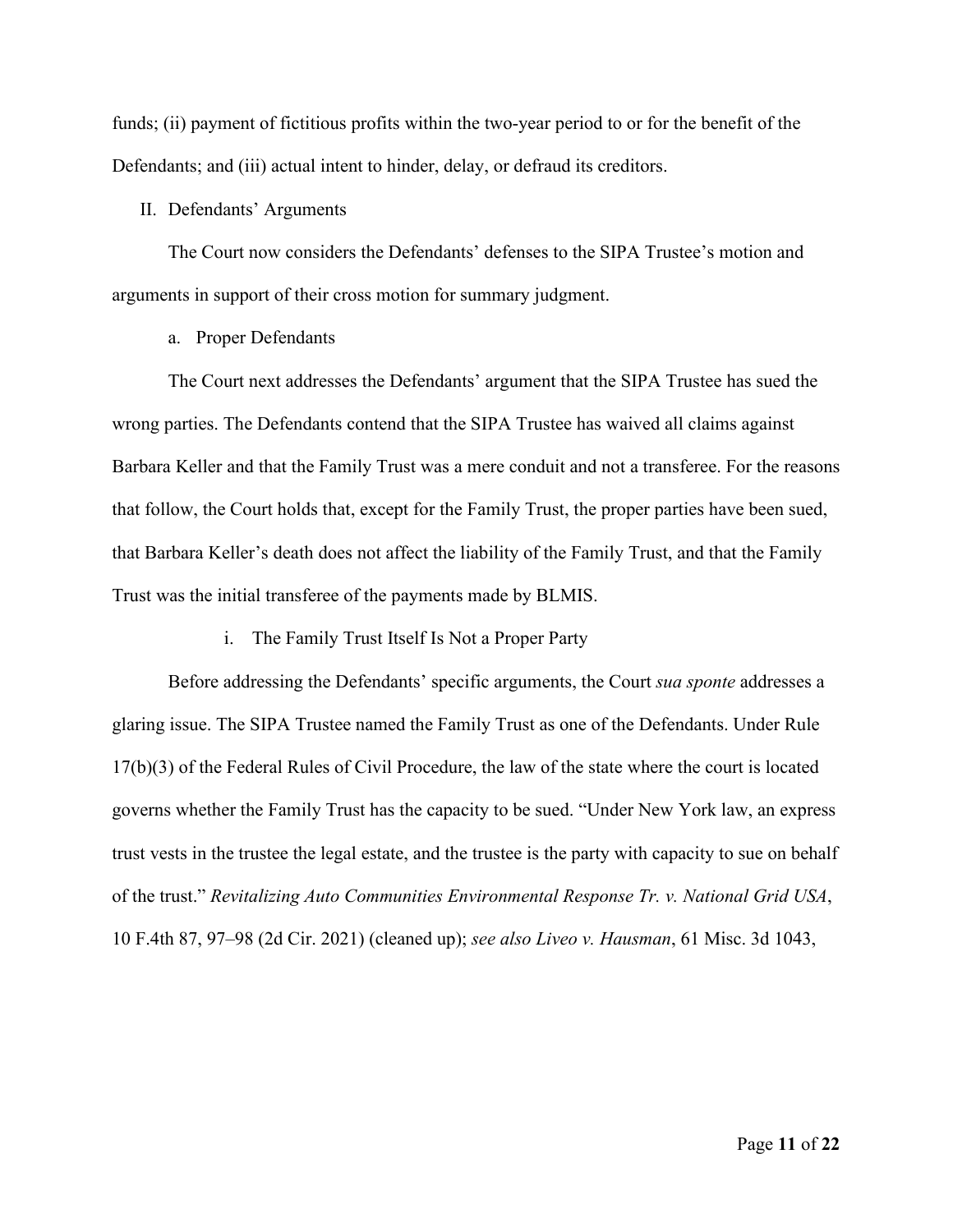funds; (ii) payment of fictitious profits within the two-year period to or for the benefit of the Defendants; and (iii) actual intent to hinder, delay, or defraud its creditors.

## II. Defendants' Arguments

The Court now considers the Defendants' defenses to the SIPA Trustee's motion and arguments in support of their cross motion for summary judgment.

### a. Proper Defendants

The Court next addresses the Defendants' argument that the SIPA Trustee has sued the wrong parties. The Defendants contend that the SIPA Trustee has waived all claims against Barbara Keller and that the Family Trust was a mere conduit and not a transferee. For the reasons that follow, the Court holds that, except for the Family Trust, the proper parties have been sued, that Barbara Keller's death does not affect the liability of the Family Trust, and that the Family Trust was the initial transferee of the payments made by BLMIS.

#### i. The Family Trust Itself Is Not a Proper Party

Before addressing the Defendants' specific arguments, the Court *sua sponte* addresses a glaring issue. The SIPA Trustee named the Family Trust as one of the Defendants. Under Rule 17(b)(3) of the Federal Rules of Civil Procedure, the law of the state where the court is located governs whether the Family Trust has the capacity to be sued. "Under New York law, an express trust vests in the trustee the legal estate, and the trustee is the party with capacity to sue on behalf of the trust." *Revitalizing Auto Communities Environmental Response Tr. v. National Grid USA*, 10 F.4th 87, 97–98 (2d Cir. 2021) (cleaned up); *see also Liveo v. Hausman*, 61 Misc. 3d 1043,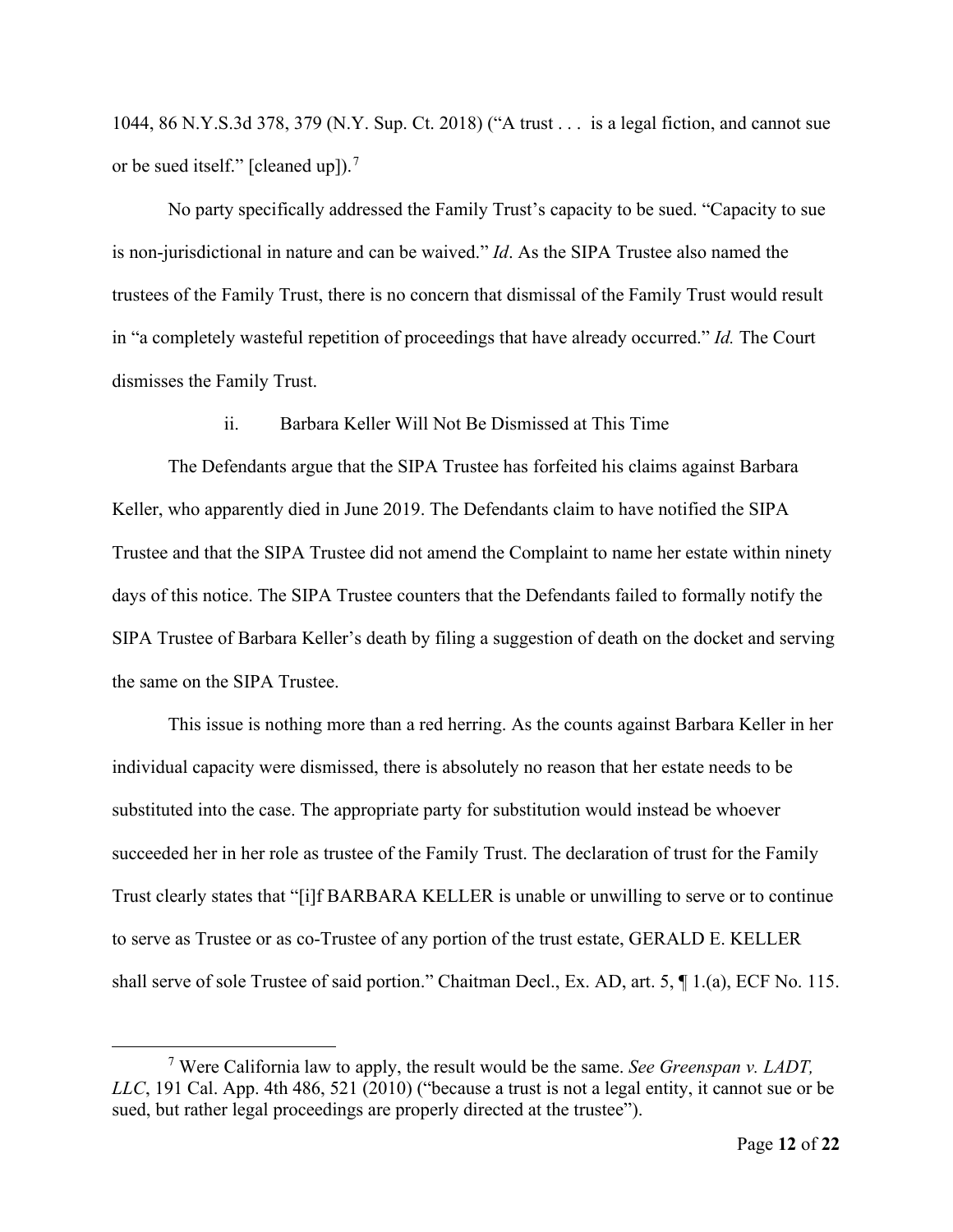1044, 86 N.Y.S.3d 378, 379 (N.Y. Sup. Ct. 2018) ("A trust . . . is a legal fiction, and cannot sue or be sued itself." [cleaned up]).[7]

No party specifically addressed the Family Trust's capacity to be sued. "Capacity to sue is non-jurisdictional in nature and can be waived." *Id*. As the SIPA Trustee also named the trustees of the Family Trust, there is no concern that dismissal of the Family Trust would result in "a completely wasteful repetition of proceedings that have already occurred." *Id.* The Court dismisses the Family Trust.

ii. Barbara Keller Will Not Be Dismissed at This Time

The Defendants argue that the SIPA Trustee has forfeited his claims against Barbara Keller, who apparently died in June 2019. The Defendants claim to have notified the SIPA Trustee and that the SIPA Trustee did not amend the Complaint to name her estate within ninety days of this notice. The SIPA Trustee counters that the Defendants failed to formally notify the SIPA Trustee of Barbara Keller's death by filing a suggestion of death on the docket and serving the same on the SIPA Trustee.

This issue is nothing more than a red herring. As the counts against Barbara Keller in her individual capacity were dismissed, there is absolutely no reason that her estate needs to be substituted into the case. The appropriate party for substitution would instead be whoever succeeded her in her role as trustee of the Family Trust. The declaration of trust for the Family Trust clearly states that "[i]f BARBARA KELLER is unable or unwilling to serve or to continue to serve as Trustee or as co-Trustee of any portion of the trust estate, GERALD E. KELLER shall serve of sole Trustee of said portion." Chaitman Decl., Ex. AD, art. 5, ¶ 1.(a), ECF No. 115.

---

[7] Were California law to apply, the result would be the same. *See Greenspan v. LADT, LLC*, 191 Cal. App. 4th 486, 521 (2010) ("because a trust is not a legal entity, it cannot sue or be sued, but rather legal proceedings are properly directed at the trustee").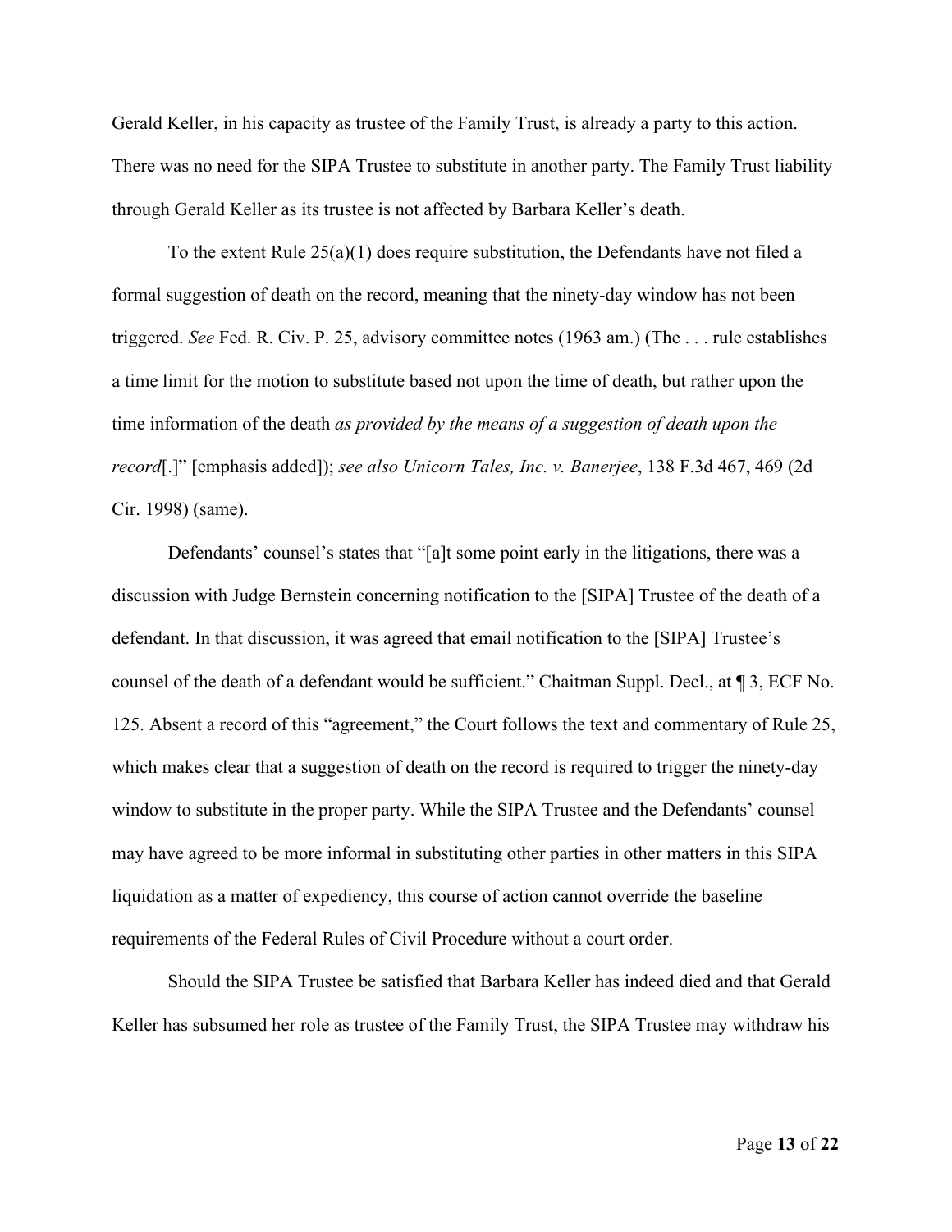Gerald Keller, in his capacity as trustee of the Family Trust, is already a party to this action. There was no need for the SIPA Trustee to substitute in another party. The Family Trust liability through Gerald Keller as its trustee is not affected by Barbara Keller's death.

To the extent Rule 25(a)(1) does require substitution, the Defendants have not filed a formal suggestion of death on the record, meaning that the ninety-day window has not been triggered. *See* Fed. R. Civ. P. 25, advisory committee notes (1963 am.) (The . . . rule establishes a time limit for the motion to substitute based not upon the time of death, but rather upon the time information of the death *as provided by the means of a suggestion of death upon the record*[.]" [emphasis added]); *see also Unicorn Tales, Inc. v. Banerjee*, 138 F.3d 467, 469 (2d Cir. 1998) (same).

Defendants' counsel's states that "[a]t some point early in the litigations, there was a discussion with Judge Bernstein concerning notification to the [SIPA] Trustee of the death of a defendant. In that discussion, it was agreed that email notification to the [SIPA] Trustee's counsel of the death of a defendant would be sufficient." Chaitman Suppl. Decl., at ¶ 3, ECF No. 125. Absent a record of this "agreement," the Court follows the text and commentary of Rule 25, which makes clear that a suggestion of death on the record is required to trigger the ninety-day window to substitute in the proper party. While the SIPA Trustee and the Defendants' counsel may have agreed to be more informal in substituting other parties in other matters in this SIPA liquidation as a matter of expediency, this course of action cannot override the baseline requirements of the Federal Rules of Civil Procedure without a court order.

Should the SIPA Trustee be satisfied that Barbara Keller has indeed died and that Gerald Keller has subsumed her role as trustee of the Family Trust, the SIPA Trustee may withdraw his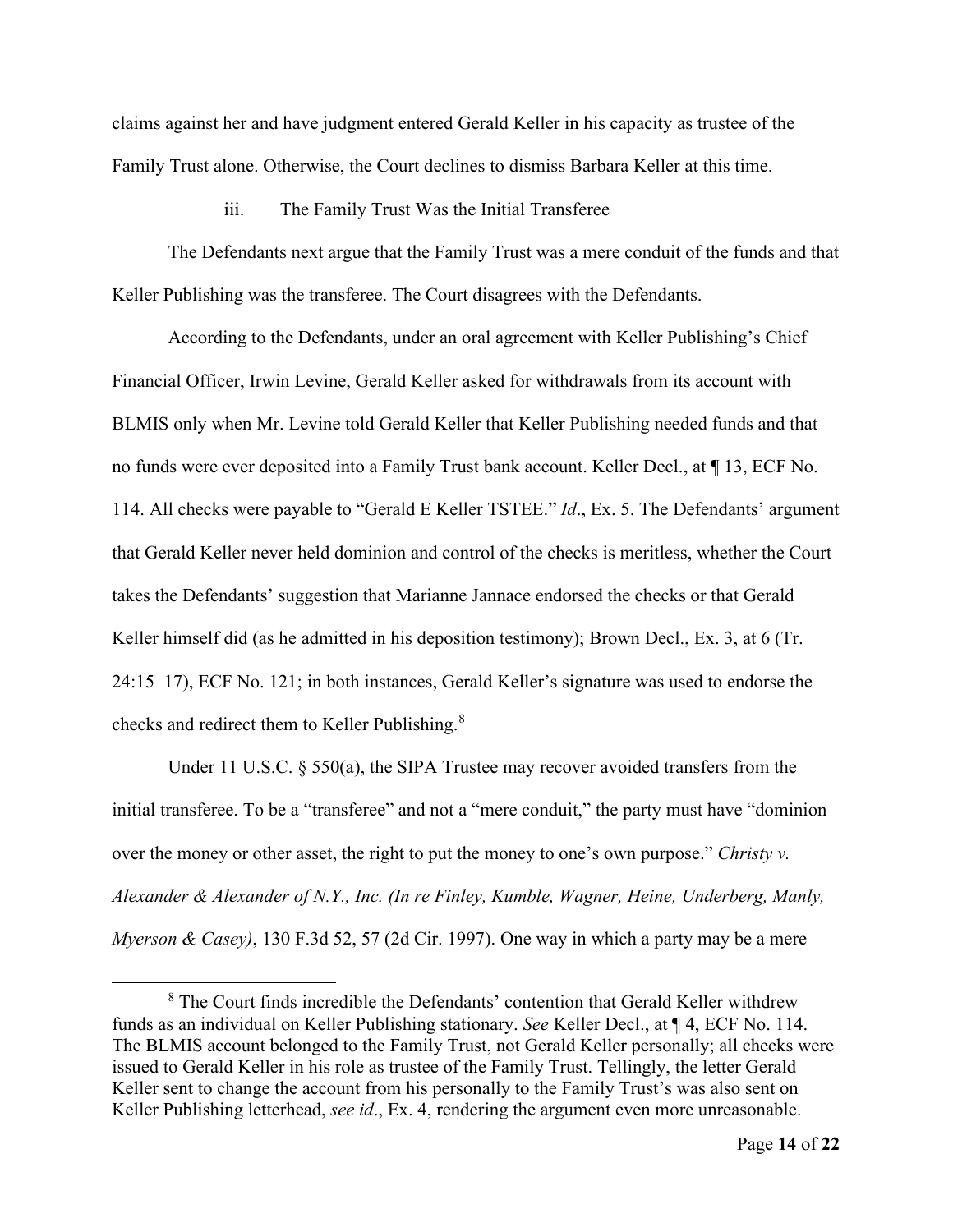claims against her and have judgment entered Gerald Keller in his capacity as trustee of the Family Trust alone. Otherwise, the Court declines to dismiss Barbara Keller at this time.

iii. The Family Trust Was the Initial Transferee

The Defendants next argue that the Family Trust was a mere conduit of the funds and that Keller Publishing was the transferee. The Court disagrees with the Defendants.

According to the Defendants, under an oral agreement with Keller Publishing's Chief Financial Officer, Irwin Levine, Gerald Keller asked for withdrawals from its account with BLMIS only when Mr. Levine told Gerald Keller that Keller Publishing needed funds and that no funds were ever deposited into a Family Trust bank account. Keller Decl., at ¶ 13, ECF No. 114. All checks were payable to "Gerald E Keller TSTEE." *Id*., Ex. 5. The Defendants' argument that Gerald Keller never held dominion and control of the checks is meritless, whether the Court takes the Defendants' suggestion that Marianne Jannace endorsed the checks or that Gerald Keller himself did (as he admitted in his deposition testimony); Brown Decl., Ex. 3, at 6 (Tr. 24:15–17), ECF No. 121; in both instances, Gerald Keller's signature was used to endorse the checks and redirect them to Keller Publishing.[8]

Under 11 U.S.C. § 550(a), the SIPA Trustee may recover avoided transfers from the initial transferee. To be a "transferee" and not a "mere conduit," the party must have "dominion over the money or other asset, the right to put the money to one's own purpose." *Christy v. Alexander & Alexander of N.Y., Inc. (In re Finley, Kumble, Wagner, Heine, Underberg, Manly, Myerson & Casey)*, 130 F.3d 52, 57 (2d Cir. 1997). One way in which a party may be a mere

[8] The Court finds incredible the Defendants' contention that Gerald Keller withdrew funds as an individual on Keller Publishing stationary. *See* Keller Decl., at ¶ 4, ECF No. 114. The BLMIS account belonged to the Family Trust, not Gerald Keller personally; all checks were issued to Gerald Keller in his role as trustee of the Family Trust. Tellingly, the letter Gerald Keller sent to change the account from his personally to the Family Trust's was also sent on Keller Publishing letterhead, *see id*., Ex. 4, rendering the argument even more unreasonable.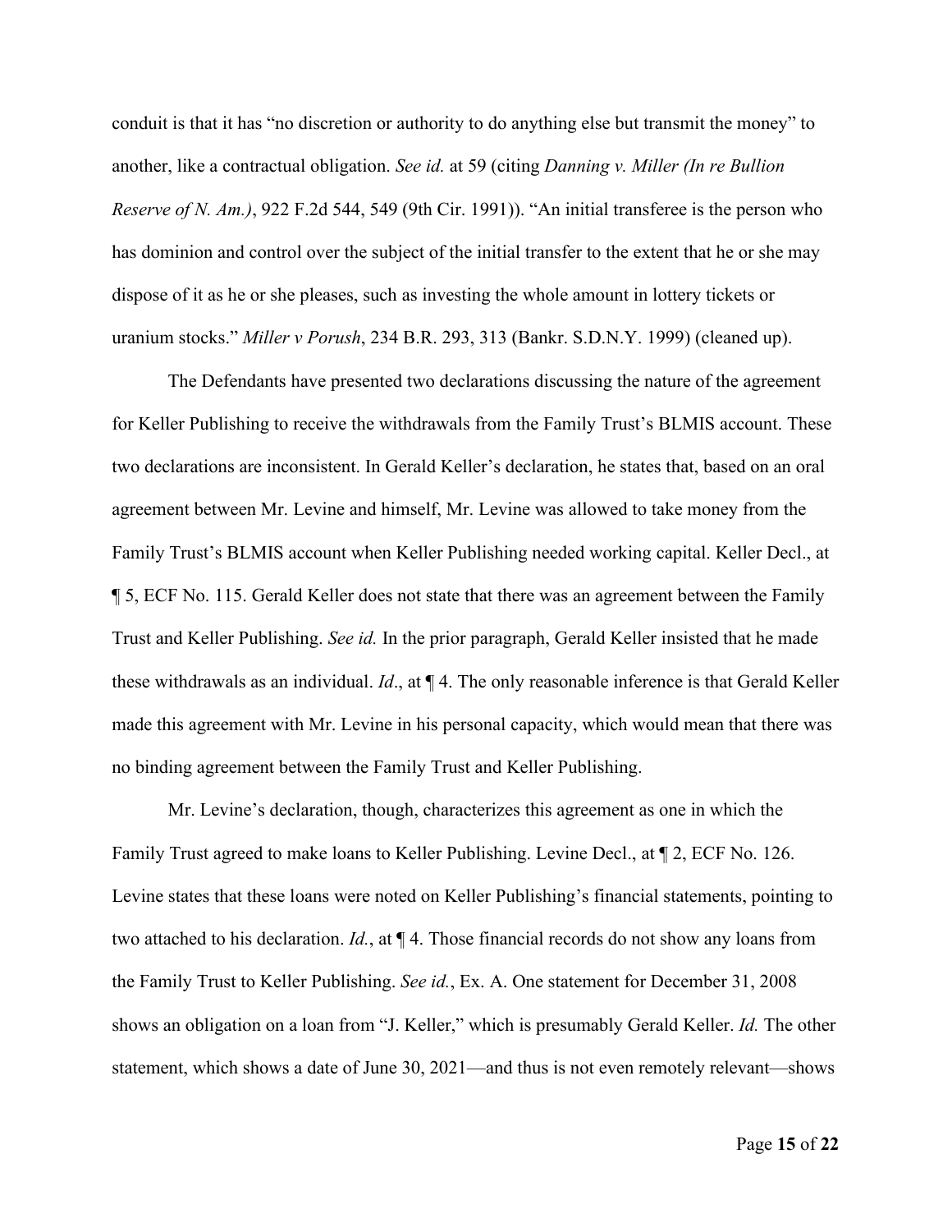conduit is that it has "no discretion or authority to do anything else but transmit the money" to another, like a contractual obligation. *See id.* at 59 (citing *Danning v. Miller (In re Bullion Reserve of N. Am.)*, 922 F.2d 544, 549 (9th Cir. 1991)). "An initial transferee is the person who has dominion and control over the subject of the initial transfer to the extent that he or she may dispose of it as he or she pleases, such as investing the whole amount in lottery tickets or uranium stocks." *Miller v Porush*, 234 B.R. 293, 313 (Bankr. S.D.N.Y. 1999) (cleaned up).

The Defendants have presented two declarations discussing the nature of the agreement for Keller Publishing to receive the withdrawals from the Family Trust's BLMIS account. These two declarations are inconsistent. In Gerald Keller's declaration, he states that, based on an oral agreement between Mr. Levine and himself, Mr. Levine was allowed to take money from the Family Trust's BLMIS account when Keller Publishing needed working capital. Keller Decl., at ¶ 5, ECF No. 115. Gerald Keller does not state that there was an agreement between the Family Trust and Keller Publishing. *See id.* In the prior paragraph, Gerald Keller insisted that he made these withdrawals as an individual. *Id*., at ¶ 4. The only reasonable inference is that Gerald Keller made this agreement with Mr. Levine in his personal capacity, which would mean that there was no binding agreement between the Family Trust and Keller Publishing.

Mr. Levine's declaration, though, characterizes this agreement as one in which the Family Trust agreed to make loans to Keller Publishing. Levine Decl., at ¶ 2, ECF No. 126. Levine states that these loans were noted on Keller Publishing's financial statements, pointing to two attached to his declaration. *Id.*, at ¶ 4. Those financial records do not show any loans from the Family Trust to Keller Publishing. *See id.*, Ex. A. One statement for December 31, 2008 shows an obligation on a loan from "J. Keller," which is presumably Gerald Keller. *Id.* The other statement, which shows a date of June 30, 2021—and thus is not even remotely relevant—shows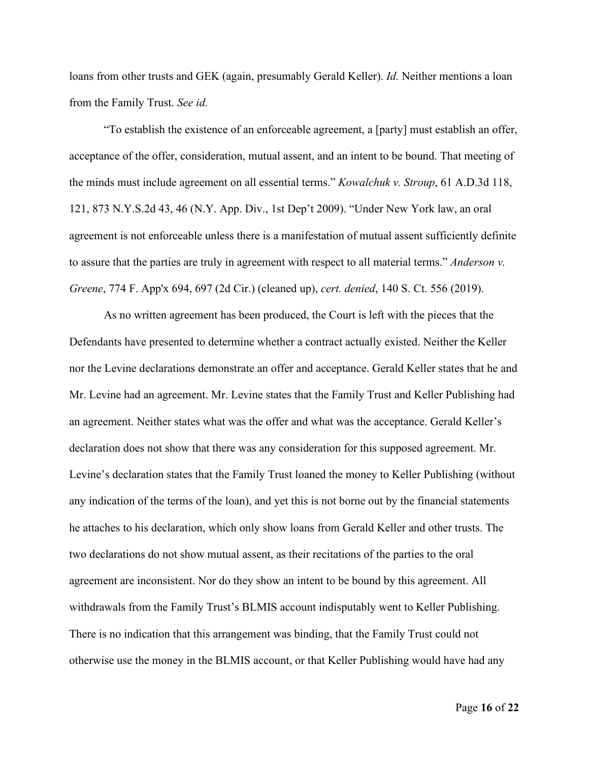loans from other trusts and GEK (again, presumably Gerald Keller). *Id.* Neither mentions a loan from the Family Trust. *See id.*

"To establish the existence of an enforceable agreement, a [party] must establish an offer, acceptance of the offer, consideration, mutual assent, and an intent to be bound. That meeting of the minds must include agreement on all essential terms." *Kowalchuk v. Stroup*, 61 A.D.3d 118, 121, 873 N.Y.S.2d 43, 46 (N.Y. App. Div., 1st Dep't 2009). "Under New York law, an oral agreement is not enforceable unless there is a manifestation of mutual assent sufficiently definite to assure that the parties are truly in agreement with respect to all material terms." *Anderson v. Greene*, 774 F. App'x 694, 697 (2d Cir.) (cleaned up), *cert. denied*, 140 S. Ct. 556 (2019).

As no written agreement has been produced, the Court is left with the pieces that the Defendants have presented to determine whether a contract actually existed. Neither the Keller nor the Levine declarations demonstrate an offer and acceptance. Gerald Keller states that he and Mr. Levine had an agreement. Mr. Levine states that the Family Trust and Keller Publishing had an agreement. Neither states what was the offer and what was the acceptance. Gerald Keller's declaration does not show that there was any consideration for this supposed agreement. Mr. Levine's declaration states that the Family Trust loaned the money to Keller Publishing (without any indication of the terms of the loan), and yet this is not borne out by the financial statements he attaches to his declaration, which only show loans from Gerald Keller and other trusts. The two declarations do not show mutual assent, as their recitations of the parties to the oral agreement are inconsistent. Nor do they show an intent to be bound by this agreement. All withdrawals from the Family Trust's BLMIS account indisputably went to Keller Publishing. There is no indication that this arrangement was binding, that the Family Trust could not otherwise use the money in the BLMIS account, or that Keller Publishing would have had any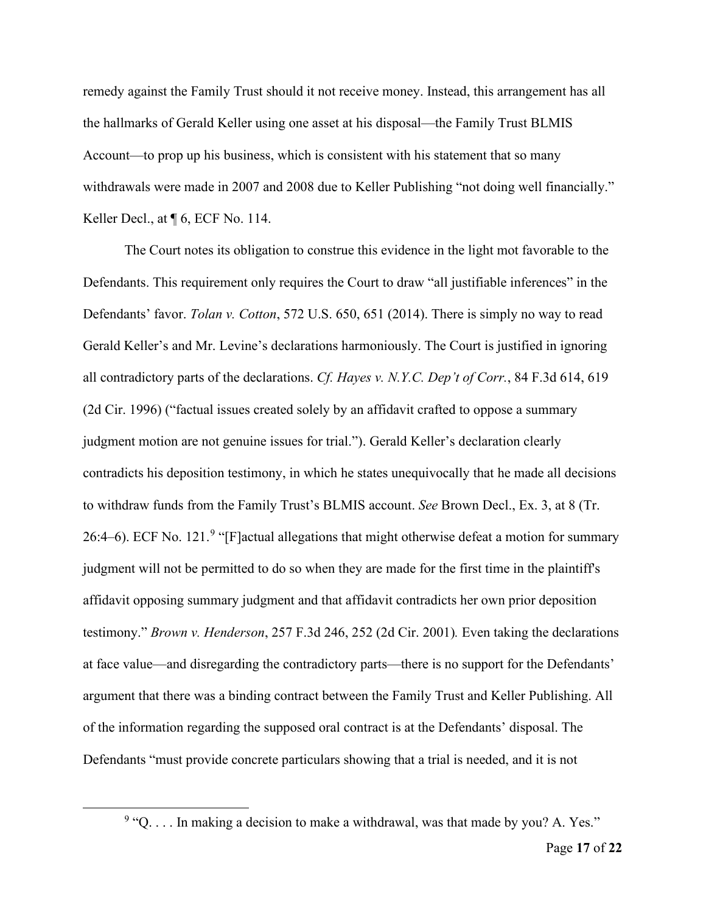remedy against the Family Trust should it not receive money. Instead, this arrangement has all the hallmarks of Gerald Keller using one asset at his disposal—the Family Trust BLMIS Account—to prop up his business, which is consistent with his statement that so many withdrawals were made in 2007 and 2008 due to Keller Publishing "not doing well financially." Keller Decl., at ¶ 6, ECF No. 114.

The Court notes its obligation to construe this evidence in the light mot favorable to the Defendants. This requirement only requires the Court to draw "all justifiable inferences" in the Defendants' favor. *Tolan v. Cotton*, 572 U.S. 650, 651 (2014). There is simply no way to read Gerald Keller's and Mr. Levine's declarations harmoniously. The Court is justified in ignoring all contradictory parts of the declarations. *Cf. Hayes v. N.Y.C. Dep't of Corr.*, 84 F.3d 614, 619 (2d Cir. 1996) ("factual issues created solely by an affidavit crafted to oppose a summary judgment motion are not genuine issues for trial."). Gerald Keller's declaration clearly contradicts his deposition testimony, in which he states unequivocally that he made all decisions to withdraw funds from the Family Trust's BLMIS account. *See* Brown Decl., Ex. 3, at 8 (Tr. 26:4–6). ECF No. 121.[9] "[F]actual allegations that might otherwise defeat a motion for summary judgment will not be permitted to do so when they are made for the first time in the plaintiff's affidavit opposing summary judgment and that affidavit contradicts her own prior deposition testimony." *Brown v. Henderson*, 257 F.3d 246, 252 (2d Cir. 2001). Even taking the declarations at face value—and disregarding the contradictory parts—there is no support for the Defendants' argument that there was a binding contract between the Family Trust and Keller Publishing. All of the information regarding the supposed oral contract is at the Defendants' disposal. The Defendants "must provide concrete particulars showing that a trial is needed, and it is not

[9] "Q. . . . In making a decision to make a withdrawal, was that made by you? A. Yes."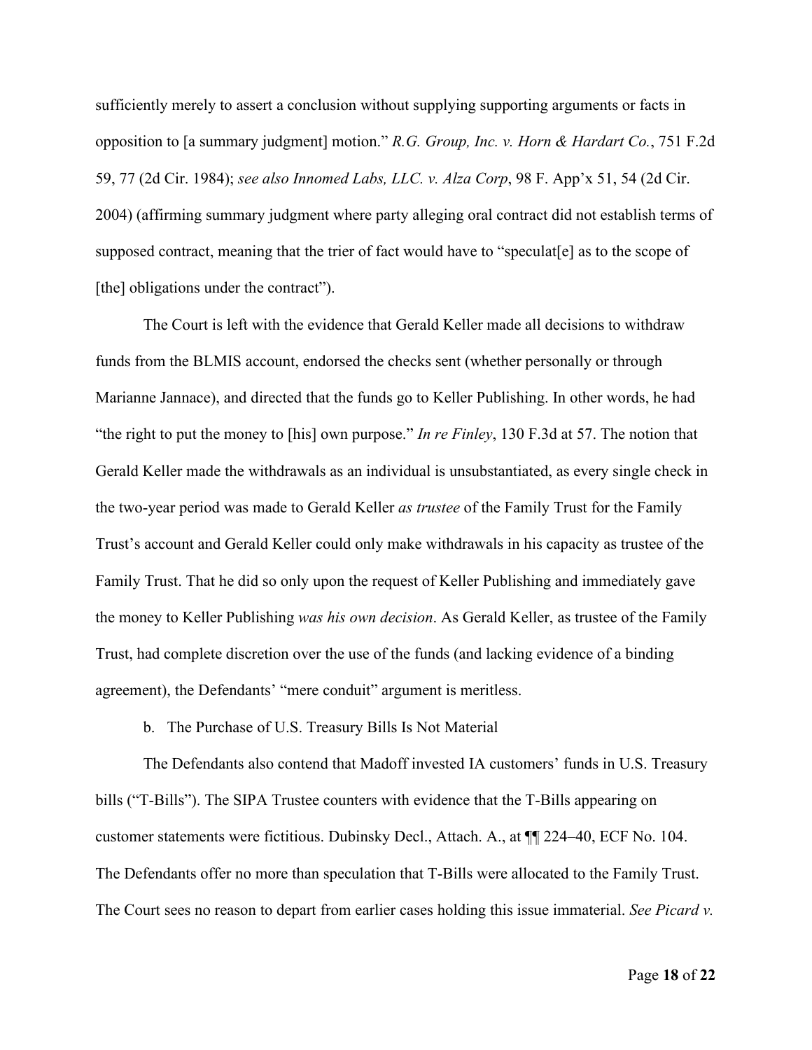sufficiently merely to assert a conclusion without supplying supporting arguments or facts in opposition to [a summary judgment] motion." *R.G. Group, Inc. v. Horn & Hardart Co.*, 751 F.2d 59, 77 (2d Cir. 1984); *see also Innomed Labs, LLC. v. Alza Corp*, 98 F. App'x 51, 54 (2d Cir. 2004) (affirming summary judgment where party alleging oral contract did not establish terms of supposed contract, meaning that the trier of fact would have to "speculat[e] as to the scope of [the] obligations under the contract").

The Court is left with the evidence that Gerald Keller made all decisions to withdraw funds from the BLMIS account, endorsed the checks sent (whether personally or through Marianne Jannace), and directed that the funds go to Keller Publishing. In other words, he had "the right to put the money to [his] own purpose." *In re Finley*, 130 F.3d at 57. The notion that Gerald Keller made the withdrawals as an individual is unsubstantiated, as every single check in the two-year period was made to Gerald Keller *as trustee* of the Family Trust for the Family Trust's account and Gerald Keller could only make withdrawals in his capacity as trustee of the Family Trust. That he did so only upon the request of Keller Publishing and immediately gave the money to Keller Publishing *was his own decision*. As Gerald Keller, as trustee of the Family Trust, had complete discretion over the use of the funds (and lacking evidence of a binding agreement), the Defendants' "mere conduit" argument is meritless.

b. The Purchase of U.S. Treasury Bills Is Not Material

The Defendants also contend that Madoff invested IA customers' funds in U.S. Treasury bills ("T-Bills"). The SIPA Trustee counters with evidence that the T-Bills appearing on customer statements were fictitious. Dubinsky Decl., Attach. A., at ¶¶ 224–40, ECF No. 104. The Defendants offer no more than speculation that T-Bills were allocated to the Family Trust. The Court sees no reason to depart from earlier cases holding this issue immaterial. *See Picard v.*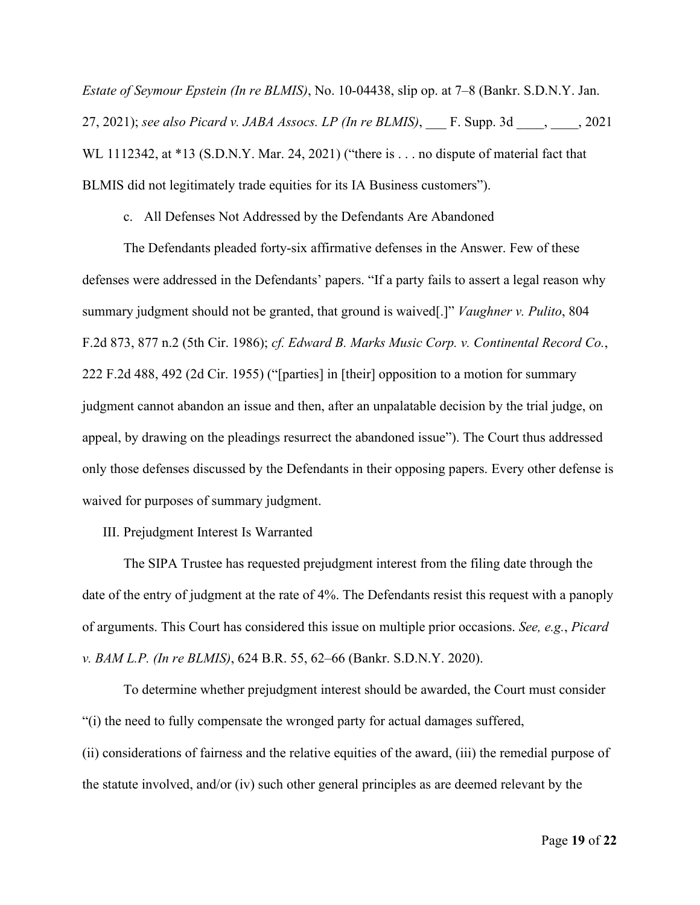*Estate of Seymour Epstein (In re BLMIS)*, No. 10-04438, slip op. at 7–8 (Bankr. S.D.N.Y. Jan. 27, 2021); *see also Picard v. JABA Assocs. LP (In re BLMIS)*, ___ F. Supp. 3d ____, ____, 2021 WL 1112342, at *13 (S.D.N.Y. Mar. 24, 2021) ("there is . . . no dispute of material fact that BLMIS did not legitimately trade equities for its IA Business customers").

c. All Defenses Not Addressed by the Defendants Are Abandoned

The Defendants pleaded forty-six affirmative defenses in the Answer. Few of these defenses were addressed in the Defendants' papers. "If a party fails to assert a legal reason why summary judgment should not be granted, that ground is waived[.]" *Vaughner v. Pulito*, 804 F.2d 873, 877 n.2 (5th Cir. 1986); *cf. Edward B. Marks Music Corp. v. Continental Record Co.*, 222 F.2d 488, 492 (2d Cir. 1955) ("[parties] in [their] opposition to a motion for summary judgment cannot abandon an issue and then, after an unpalatable decision by the trial judge, on appeal, by drawing on the pleadings resurrect the abandoned issue"). The Court thus addressed only those defenses discussed by the Defendants in their opposing papers. Every other defense is waived for purposes of summary judgment.

III. Prejudgment Interest Is Warranted

The SIPA Trustee has requested prejudgment interest from the filing date through the date of the entry of judgment at the rate of 4%. The Defendants resist this request with a panoply of arguments. This Court has considered this issue on multiple prior occasions. *See, e.g.*, *Picard v. BAM L.P. (In re BLMIS)*, 624 B.R. 55, 62–66 (Bankr. S.D.N.Y. 2020).

To determine whether prejudgment interest should be awarded, the Court must consider "(i) the need to fully compensate the wronged party for actual damages suffered, (ii) considerations of fairness and the relative equities of the award, (iii) the remedial purpose of the statute involved, and/or (iv) such other general principles as are deemed relevant by the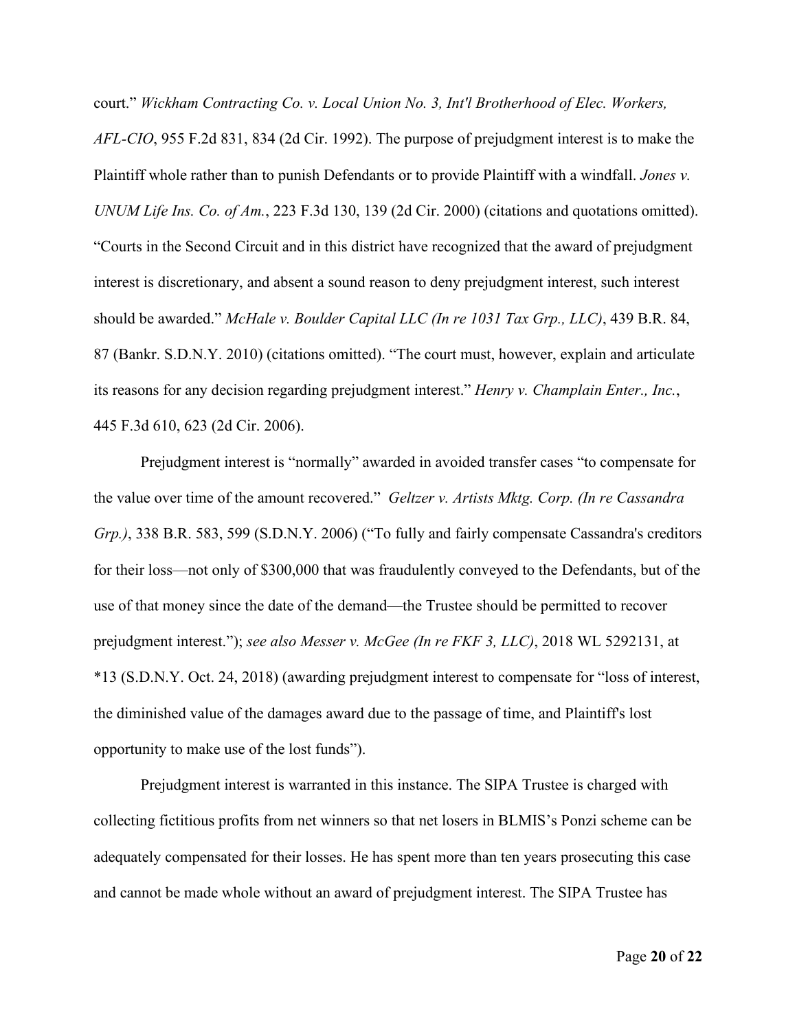court." *Wickham Contracting Co. v. Local Union No. 3, Int'l Brotherhood of Elec. Workers, AFL-CIO*, 955 F.2d 831, 834 (2d Cir. 1992). The purpose of prejudgment interest is to make the Plaintiff whole rather than to punish Defendants or to provide Plaintiff with a windfall. *Jones v. UNUM Life Ins. Co. of Am.*, 223 F.3d 130, 139 (2d Cir. 2000) (citations and quotations omitted). "Courts in the Second Circuit and in this district have recognized that the award of prejudgment interest is discretionary, and absent a sound reason to deny prejudgment interest, such interest should be awarded." *McHale v. Boulder Capital LLC (In re 1031 Tax Grp., LLC)*, 439 B.R. 84, 87 (Bankr. S.D.N.Y. 2010) (citations omitted). "The court must, however, explain and articulate its reasons for any decision regarding prejudgment interest." *Henry v. Champlain Enter., Inc.*, 445 F.3d 610, 623 (2d Cir. 2006).

Prejudgment interest is "normally" awarded in avoided transfer cases "to compensate for the value over time of the amount recovered." *Geltzer v. Artists Mktg. Corp. (In re Cassandra Grp.)*, 338 B.R. 583, 599 (S.D.N.Y. 2006) ("To fully and fairly compensate Cassandra's creditors for their loss—not only of $300,000 that was fraudulently conveyed to the Defendants, but of the use of that money since the date of the demand—the Trustee should be permitted to recover prejudgment interest."); *see also Messer v. McGee (In re FKF 3, LLC)*, 2018 WL 5292131, at *13 (S.D.N.Y. Oct. 24, 2018) (awarding prejudgment interest to compensate for "loss of interest, the diminished value of the damages award due to the passage of time, and Plaintiff's lost opportunity to make use of the lost funds").

Prejudgment interest is warranted in this instance. The SIPA Trustee is charged with collecting fictitious profits from net winners so that net losers in BLMIS's Ponzi scheme can be adequately compensated for their losses. He has spent more than ten years prosecuting this case and cannot be made whole without an award of prejudgment interest. The SIPA Trustee has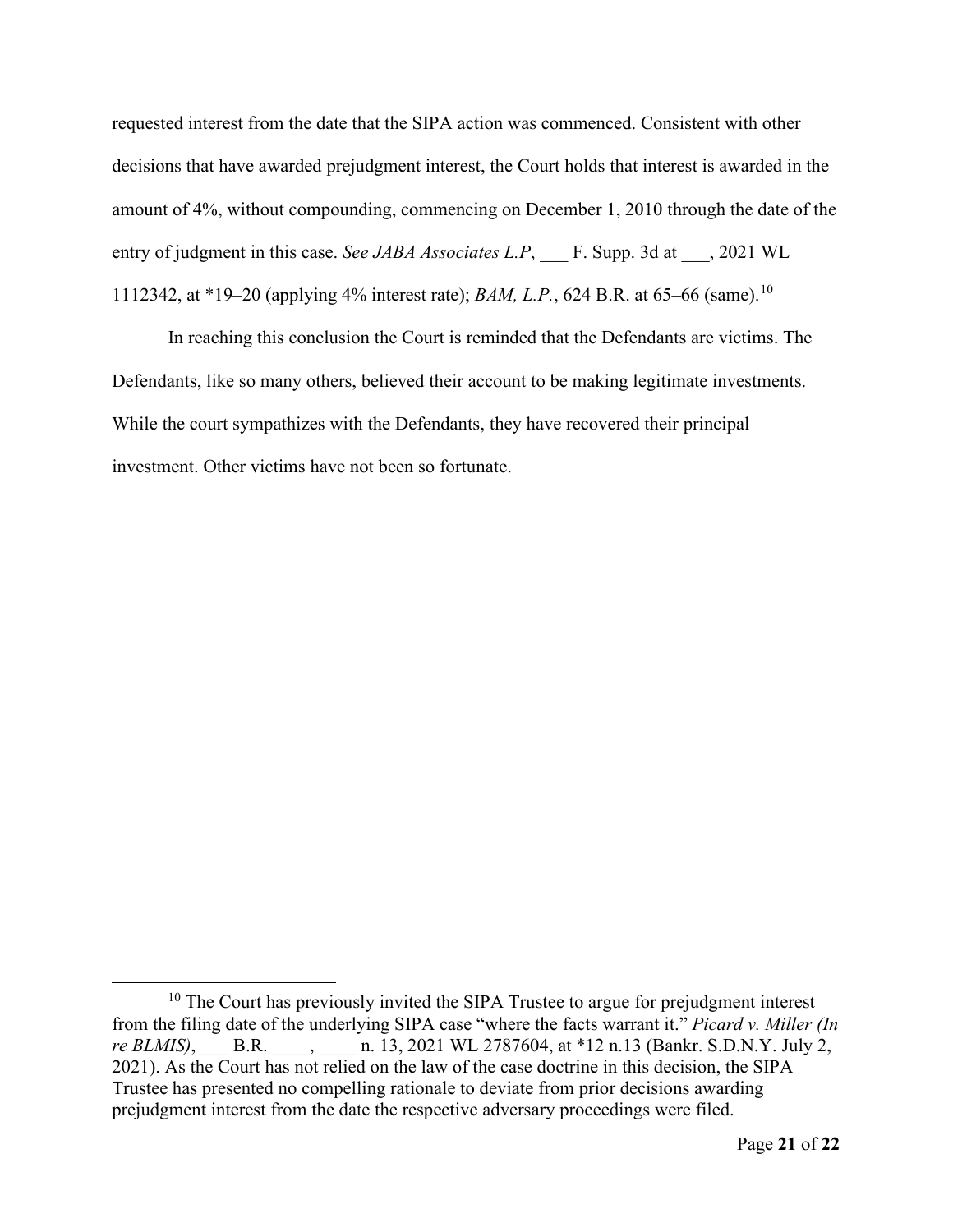requested interest from the date that the SIPA action was commenced. Consistent with other decisions that have awarded prejudgment interest, the Court holds that interest is awarded in the amount of 4%, without compounding, commencing on December 1, 2010 through the date of the entry of judgment in this case. *See JABA Associates L.P*, ___ F. Supp. 3d at ___, 2021 WL 1112342, at *19–20 (applying 4% interest rate); *BAM, L.P.*, 624 B.R. at 65–66 (same).[10]

In reaching this conclusion the Court is reminded that the Defendants are victims. The Defendants, like so many others, believed their account to be making legitimate investments. While the court sympathizes with the Defendants, they have recovered their principal investment. Other victims have not been so fortunate.

---

[10] The Court has previously invited the SIPA Trustee to argue for prejudgment interest from the filing date of the underlying SIPA case "where the facts warrant it." *Picard v. Miller (In re BLMIS)*, ___ B.R. ____, ____ n. 13, 2021 WL 2787604, at *12 n.13 (Bankr. S.D.N.Y. July 2, 2021). As the Court has not relied on the law of the case doctrine in this decision, the SIPA Trustee has presented no compelling rationale to deviate from prior decisions awarding prejudgment interest from the date the respective adversary proceedings were filed.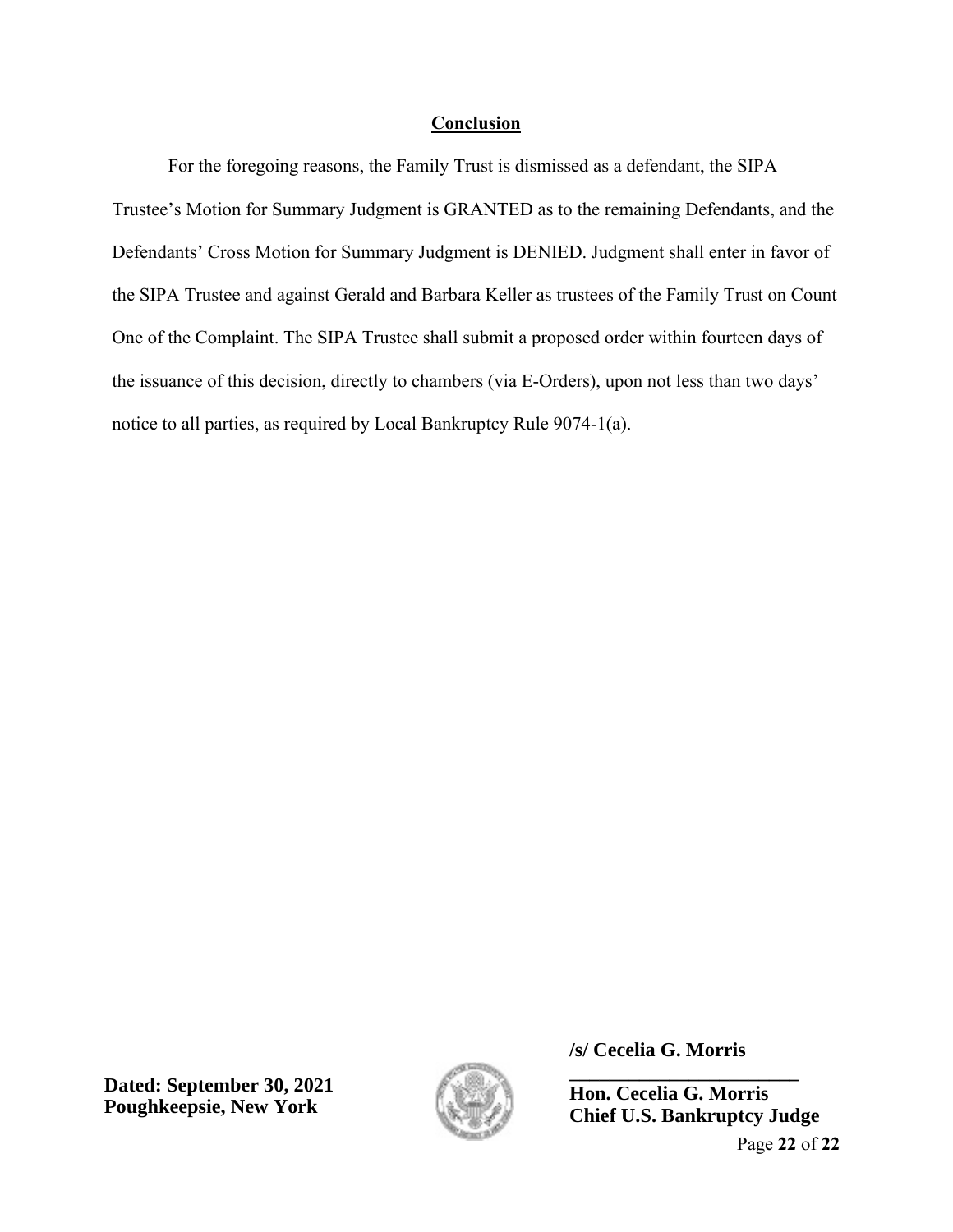## Conclusion

For the foregoing reasons, the Family Trust is dismissed as a defendant, the SIPA Trustee's Motion for Summary Judgment is GRANTED as to the remaining Defendants, and the Defendants' Cross Motion for Summary Judgment is DENIED. Judgment shall enter in favor of the SIPA Trustee and against Gerald and Barbara Keller as trustees of the Family Trust on Count One of the Complaint. The SIPA Trustee shall submit a proposed order within fourteen days of the issuance of this decision, directly to chambers (via E-Orders), upon not less than two days' notice to all parties, as required by Local Bankruptcy Rule 9074-1(a).

**Dated: September 30, 2021**
**Poughkeepsie, New York**

**/s/ Cecelia G. Morris**

**______________________**

**Hon. Cecelia G. Morris**
**Chief U.S. Bankruptcy Judge**